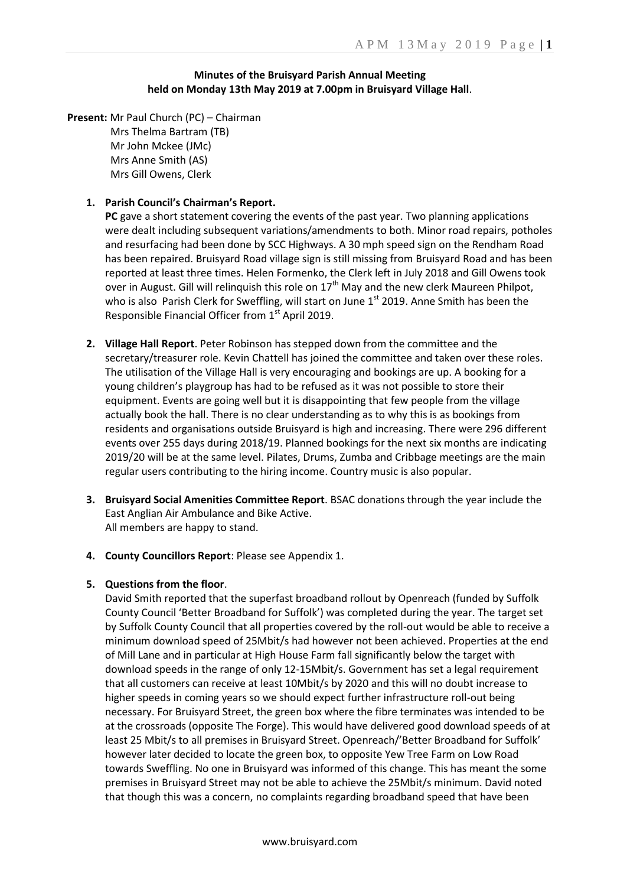**Minutes of the Bruisyard Parish Annual Meeting held on Monday 13th May 2019 at 7.00pm in Bruisyard Village Hall**.

**Present:** Mr Paul Church (PC) – Chairman
Mrs Thelma Bartram (TB)
Mr John Mckee (JMc)
Mrs Anne Smith (AS)
Mrs Gill Owens, Clerk

1. **Parish Council's Chairman's Report.**
   **PC** gave a short statement covering the events of the past year. Two planning applications were dealt including subsequent variations/amendments to both. Minor road repairs, potholes and resurfacing had been done by SCC Highways. A 30 mph speed sign on the Rendham Road has been repaired. Bruisyard Road village sign is still missing from Bruisyard Road and has been reported at least three times. Helen Formenko, the Clerk left in July 2018 and Gill Owens took over in August. Gill will relinquish this role on 17th May and the new clerk Maureen Philpot, who is also Parish Clerk for Sweffling, will start on June 1st 2019. Anne Smith has been the Responsible Financial Officer from 1st April 2019.

2. **Village Hall Report**. Peter Robinson has stepped down from the committee and the secretary/treasurer role. Kevin Chattell has joined the committee and taken over these roles. The utilisation of the Village Hall is very encouraging and bookings are up. A booking for a young children's playgroup has had to be refused as it was not possible to store their equipment. Events are going well but it is disappointing that few people from the village actually book the hall. There is no clear understanding as to why this is as bookings from residents and organisations outside Bruisyard is high and increasing. There were 296 different events over 255 days during 2018/19. Planned bookings for the next six months are indicating 2019/20 will be at the same level. Pilates, Drums, Zumba and Cribbage meetings are the main regular users contributing to the hiring income. Country music is also popular.

3. **Bruisyard Social Amenities Committee Report**. BSAC donations through the year include the East Anglian Air Ambulance and Bike Active.
   All members are happy to stand.

4. **County Councillors Report**: Please see Appendix 1.

5. **Questions from the floor**.
   David Smith reported that the superfast broadband rollout by Openreach (funded by Suffolk County Council 'Better Broadband for Suffolk') was completed during the year. The target set by Suffolk County Council that all properties covered by the roll-out would be able to receive a minimum download speed of 25Mbit/s had however not been achieved. Properties at the end of Mill Lane and in particular at High House Farm fall significantly below the target with download speeds in the range of only 12-15Mbit/s. Government has set a legal requirement that all customers can receive at least 10Mbit/s by 2020 and this will no doubt increase to higher speeds in coming years so we should expect further infrastructure roll-out being necessary. For Bruisyard Street, the green box where the fibre terminates was intended to be at the crossroads (opposite The Forge). This would have delivered good download speeds of at least 25 Mbit/s to all premises in Bruisyard Street. Openreach/'Better Broadband for Suffolk' however later decided to locate the green box, to opposite Yew Tree Farm on Low Road towards Sweffling. No one in Bruisyard was informed of this change. This has meant the some premises in Bruisyard Street may not be able to achieve the 25Mbit/s minimum. David noted that though this was a concern, no complaints regarding broadband speed that have been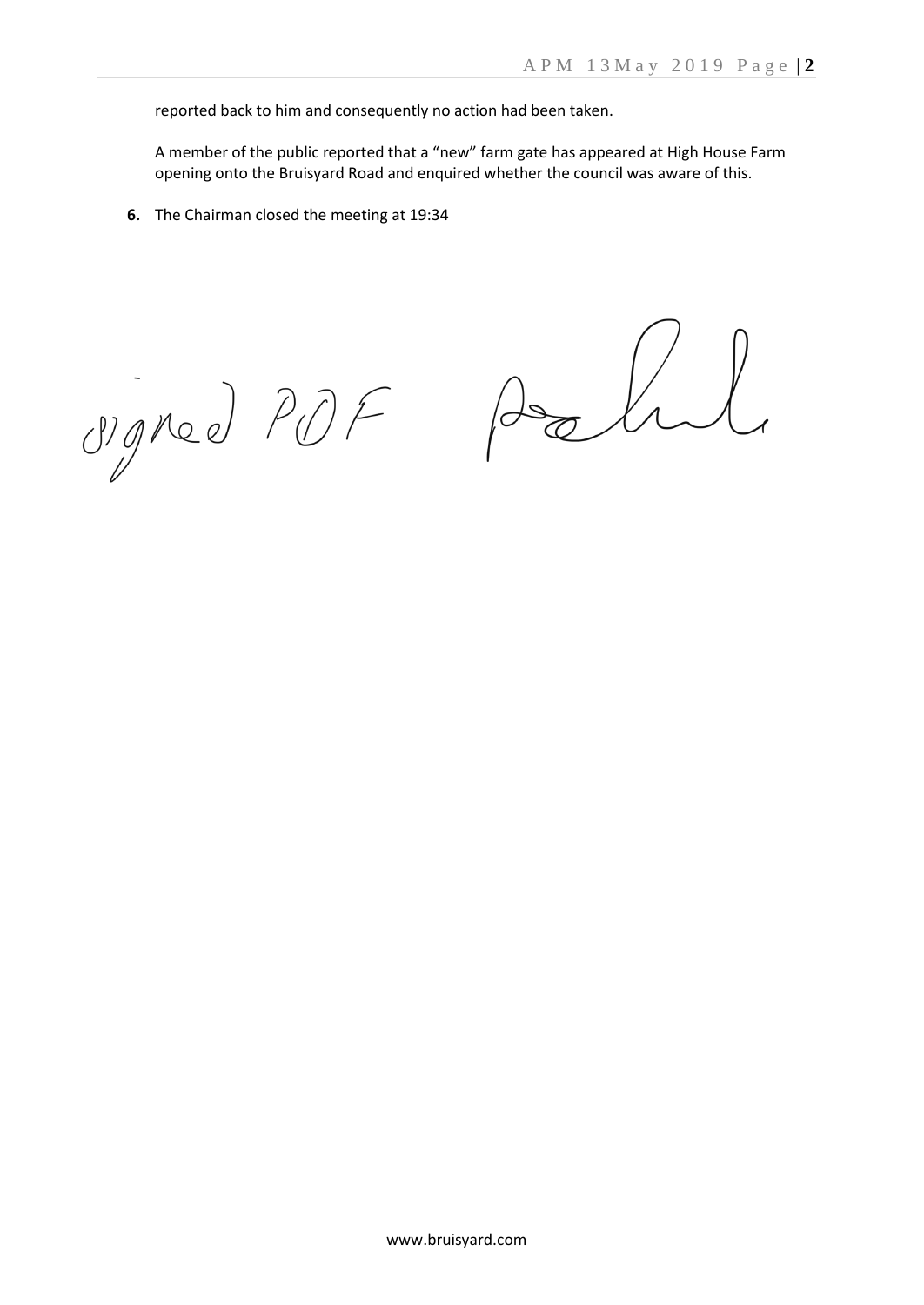reported back to him and consequently no action had been taken.

A member of the public reported that a "new" farm gate has appeared at High House Farm opening onto the Bruisyard Road and enquired whether the council was aware of this.

**6.** The Chairman closed the meeting at 19:34

Signed POF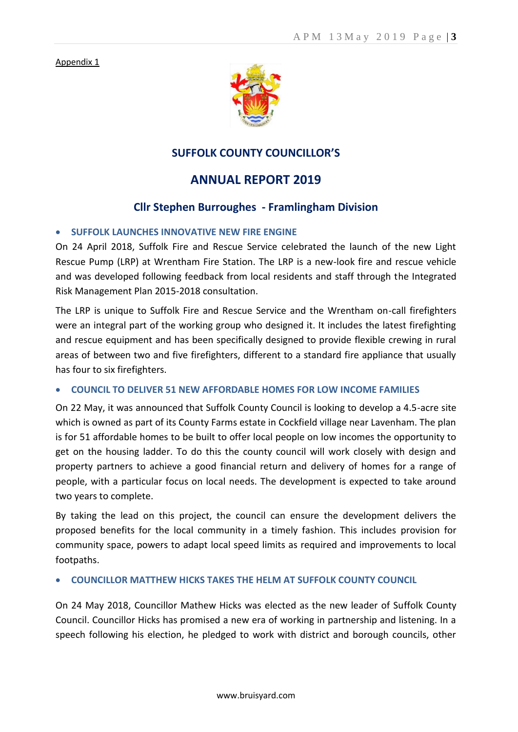Appendix 1

# SUFFOLK COUNTY COUNCILLOR'S

# ANNUAL REPORT 2019

## Cllr Stephen Burroughes - Framlingham Division

- **SUFFOLK LAUNCHES INNOVATIVE NEW FIRE ENGINE**

On 24 April 2018, Suffolk Fire and Rescue Service celebrated the launch of the new Light Rescue Pump (LRP) at Wrentham Fire Station. The LRP is a new-look fire and rescue vehicle and was developed following feedback from local residents and staff through the Integrated Risk Management Plan 2015-2018 consultation.

The LRP is unique to Suffolk Fire and Rescue Service and the Wrentham on-call firefighters were an integral part of the working group who designed it. It includes the latest firefighting and rescue equipment and has been specifically designed to provide flexible crewing in rural areas of between two and five firefighters, different to a standard fire appliance that usually has four to six firefighters.

- **COUNCIL TO DELIVER 51 NEW AFFORDABLE HOMES FOR LOW INCOME FAMILIES**

On 22 May, it was announced that Suffolk County Council is looking to develop a 4.5-acre site which is owned as part of its County Farms estate in Cockfield village near Lavenham. The plan is for 51 affordable homes to be built to offer local people on low incomes the opportunity to get on the housing ladder. To do this the county council will work closely with design and property partners to achieve a good financial return and delivery of homes for a range of people, with a particular focus on local needs. The development is expected to take around two years to complete.

By taking the lead on this project, the council can ensure the development delivers the proposed benefits for the local community in a timely fashion. This includes provision for community space, powers to adapt local speed limits as required and improvements to local footpaths.

- **COUNCILLOR MATTHEW HICKS TAKES THE HELM AT SUFFOLK COUNTY COUNCIL**

On 24 May 2018, Councillor Mathew Hicks was elected as the new leader of Suffolk County Council. Councillor Hicks has promised a new era of working in partnership and listening. In a speech following his election, he pledged to work with district and borough councils, other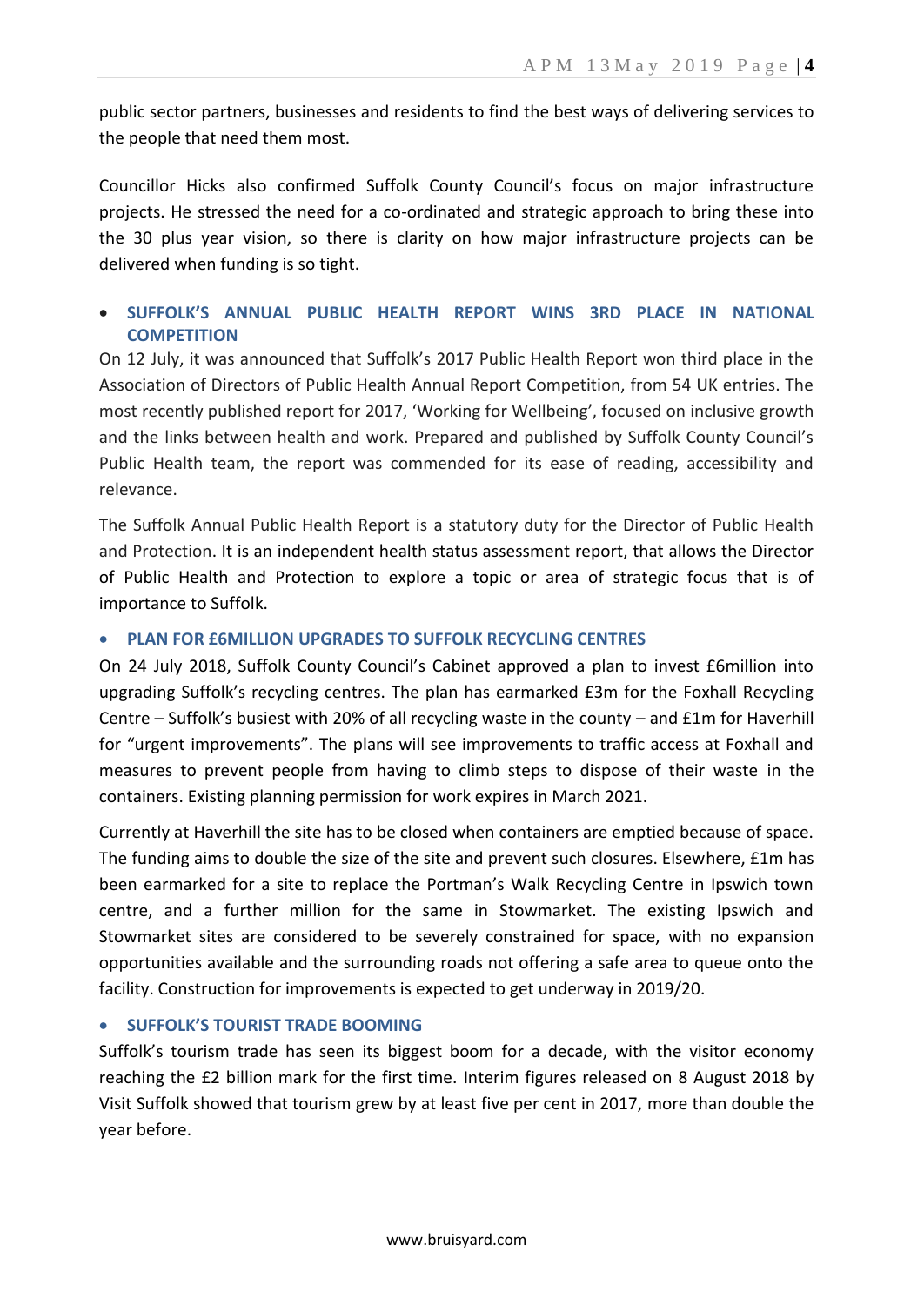public sector partners, businesses and residents to find the best ways of delivering services to the people that need them most.

Councillor Hicks also confirmed Suffolk County Council's focus on major infrastructure projects. He stressed the need for a co-ordinated and strategic approach to bring these into the 30 plus year vision, so there is clarity on how major infrastructure projects can be delivered when funding is so tight.

- **SUFFOLK'S ANNUAL PUBLIC HEALTH REPORT WINS 3RD PLACE IN NATIONAL COMPETITION**

On 12 July, it was announced that Suffolk's 2017 Public Health Report won third place in the Association of Directors of Public Health Annual Report Competition, from 54 UK entries. The most recently published report for 2017, 'Working for Wellbeing', focused on inclusive growth and the links between health and work. Prepared and published by Suffolk County Council's Public Health team, the report was commended for its ease of reading, accessibility and relevance.

The Suffolk Annual Public Health Report is a statutory duty for the Director of Public Health and Protection. It is an independent health status assessment report, that allows the Director of Public Health and Protection to explore a topic or area of strategic focus that is of importance to Suffolk.

- **PLAN FOR £6MILLION UPGRADES TO SUFFOLK RECYCLING CENTRES**

On 24 July 2018, Suffolk County Council's Cabinet approved a plan to invest £6million into upgrading Suffolk's recycling centres. The plan has earmarked £3m for the Foxhall Recycling Centre – Suffolk's busiest with 20% of all recycling waste in the county – and £1m for Haverhill for "urgent improvements". The plans will see improvements to traffic access at Foxhall and measures to prevent people from having to climb steps to dispose of their waste in the containers. Existing planning permission for work expires in March 2021.

Currently at Haverhill the site has to be closed when containers are emptied because of space. The funding aims to double the size of the site and prevent such closures. Elsewhere, £1m has been earmarked for a site to replace the Portman's Walk Recycling Centre in Ipswich town centre, and a further million for the same in Stowmarket. The existing Ipswich and Stowmarket sites are considered to be severely constrained for space, with no expansion opportunities available and the surrounding roads not offering a safe area to queue onto the facility. Construction for improvements is expected to get underway in 2019/20.

- **SUFFOLK'S TOURIST TRADE BOOMING**

Suffolk's tourism trade has seen its biggest boom for a decade, with the visitor economy reaching the £2 billion mark for the first time. Interim figures released on 8 August 2018 by Visit Suffolk showed that tourism grew by at least five per cent in 2017, more than double the year before.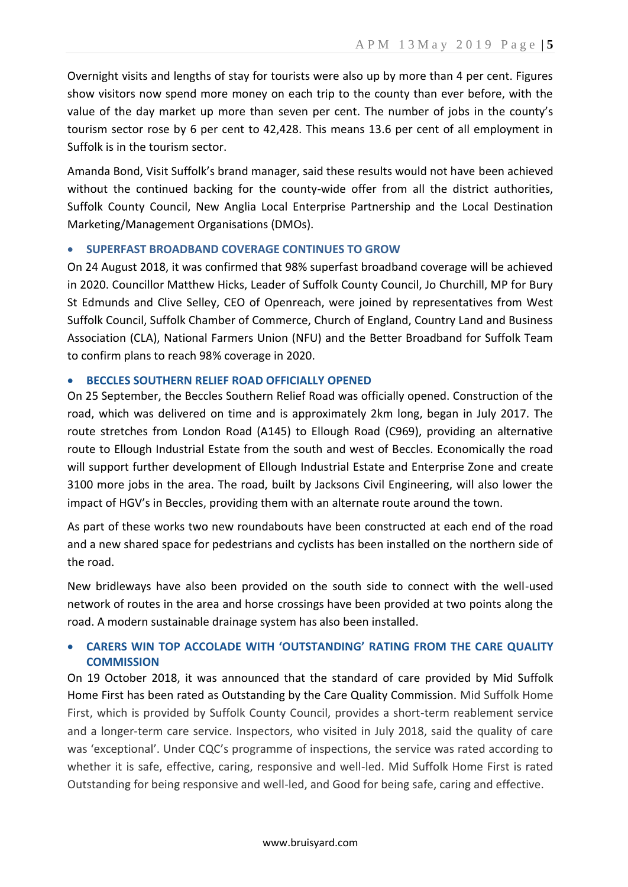Overnight visits and lengths of stay for tourists were also up by more than 4 per cent. Figures show visitors now spend more money on each trip to the county than ever before, with the value of the day market up more than seven per cent. The number of jobs in the county's tourism sector rose by 6 per cent to 42,428. This means 13.6 per cent of all employment in Suffolk is in the tourism sector.

Amanda Bond, Visit Suffolk's brand manager, said these results would not have been achieved without the continued backing for the county-wide offer from all the district authorities, Suffolk County Council, New Anglia Local Enterprise Partnership and the Local Destination Marketing/Management Organisations (DMOs).

- **SUPERFAST BROADBAND COVERAGE CONTINUES TO GROW**

On 24 August 2018, it was confirmed that 98% superfast broadband coverage will be achieved in 2020. Councillor Matthew Hicks, Leader of Suffolk County Council, Jo Churchill, MP for Bury St Edmunds and Clive Selley, CEO of Openreach, were joined by representatives from West Suffolk Council, Suffolk Chamber of Commerce, Church of England, Country Land and Business Association (CLA), National Farmers Union (NFU) and the Better Broadband for Suffolk Team to confirm plans to reach 98% coverage in 2020.

- **BECCLES SOUTHERN RELIEF ROAD OFFICIALLY OPENED**

On 25 September, the Beccles Southern Relief Road was officially opened. Construction of the road, which was delivered on time and is approximately 2km long, began in July 2017. The route stretches from London Road (A145) to Ellough Road (C969), providing an alternative route to Ellough Industrial Estate from the south and west of Beccles. Economically the road will support further development of Ellough Industrial Estate and Enterprise Zone and create 3100 more jobs in the area. The road, built by Jacksons Civil Engineering, will also lower the impact of HGV's in Beccles, providing them with an alternate route around the town.

As part of these works two new roundabouts have been constructed at each end of the road and a new shared space for pedestrians and cyclists has been installed on the northern side of the road.

New bridleways have also been provided on the south side to connect with the well-used network of routes in the area and horse crossings have been provided at two points along the road. A modern sustainable drainage system has also been installed.

- **CARERS WIN TOP ACCOLADE WITH 'OUTSTANDING' RATING FROM THE CARE QUALITY COMMISSION**

On 19 October 2018, it was announced that the standard of care provided by Mid Suffolk Home First has been rated as Outstanding by the Care Quality Commission. Mid Suffolk Home First, which is provided by Suffolk County Council, provides a short-term reablement service and a longer-term care service. Inspectors, who visited in July 2018, said the quality of care was 'exceptional'. Under CQC's programme of inspections, the service was rated according to whether it is safe, effective, caring, responsive and well-led. Mid Suffolk Home First is rated Outstanding for being responsive and well-led, and Good for being safe, caring and effective.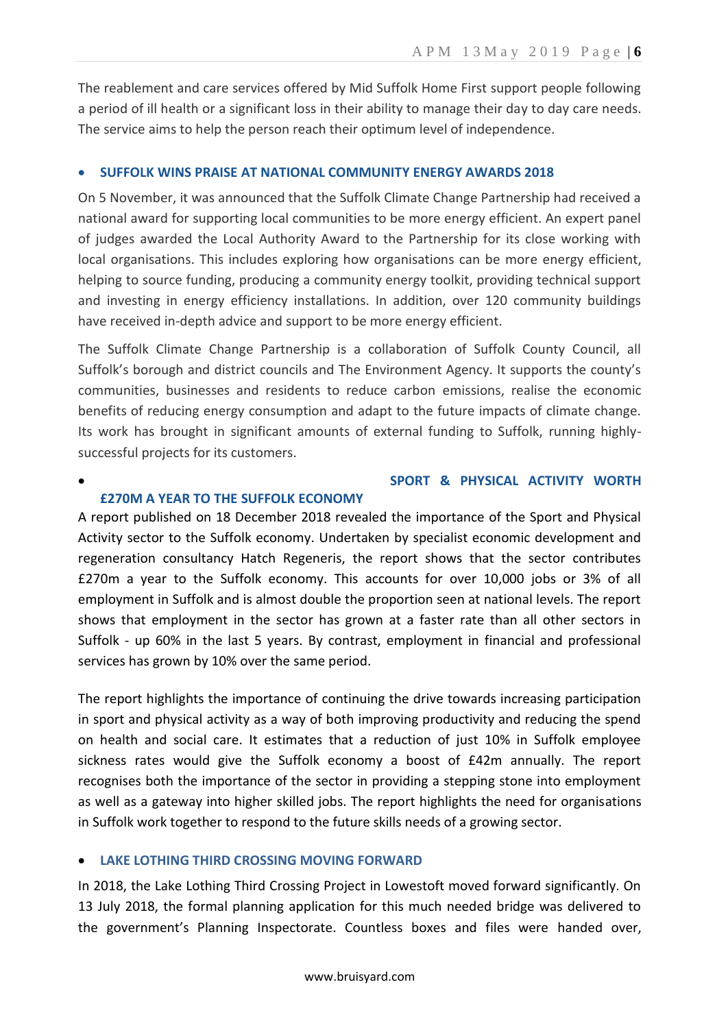The reablement and care services offered by Mid Suffolk Home First support people following a period of ill health or a significant loss in their ability to manage their day to day care needs. The service aims to help the person reach their optimum level of independence.

- **SUFFOLK WINS PRAISE AT NATIONAL COMMUNITY ENERGY AWARDS 2018**

On 5 November, it was announced that the Suffolk Climate Change Partnership had received a national award for supporting local communities to be more energy efficient. An expert panel of judges awarded the Local Authority Award to the Partnership for its close working with local organisations. This includes exploring how organisations can be more energy efficient, helping to source funding, producing a community energy toolkit, providing technical support and investing in energy efficiency installations. In addition, over 120 community buildings have received in-depth advice and support to be more energy efficient.

The Suffolk Climate Change Partnership is a collaboration of Suffolk County Council, all Suffolk's borough and district councils and The Environment Agency. It supports the county's communities, businesses and residents to reduce carbon emissions, realise the economic benefits of reducing energy consumption and adapt to the future impacts of climate change. Its work has brought in significant amounts of external funding to Suffolk, running highly-successful projects for its customers.

- **SPORT & PHYSICAL ACTIVITY WORTH £270M A YEAR TO THE SUFFOLK ECONOMY**

A report published on 18 December 2018 revealed the importance of the Sport and Physical Activity sector to the Suffolk economy. Undertaken by specialist economic development and regeneration consultancy Hatch Regeneris, the report shows that the sector contributes £270m a year to the Suffolk economy. This accounts for over 10,000 jobs or 3% of all employment in Suffolk and is almost double the proportion seen at national levels. The report shows that employment in the sector has grown at a faster rate than all other sectors in Suffolk - up 60% in the last 5 years. By contrast, employment in financial and professional services has grown by 10% over the same period.

The report highlights the importance of continuing the drive towards increasing participation in sport and physical activity as a way of both improving productivity and reducing the spend on health and social care. It estimates that a reduction of just 10% in Suffolk employee sickness rates would give the Suffolk economy a boost of £42m annually. The report recognises both the importance of the sector in providing a stepping stone into employment as well as a gateway into higher skilled jobs. The report highlights the need for organisations in Suffolk work together to respond to the future skills needs of a growing sector.

- **LAKE LOTHING THIRD CROSSING MOVING FORWARD**

In 2018, the Lake Lothing Third Crossing Project in Lowestoft moved forward significantly. On 13 July 2018, the formal planning application for this much needed bridge was delivered to the government's Planning Inspectorate. Countless boxes and files were handed over,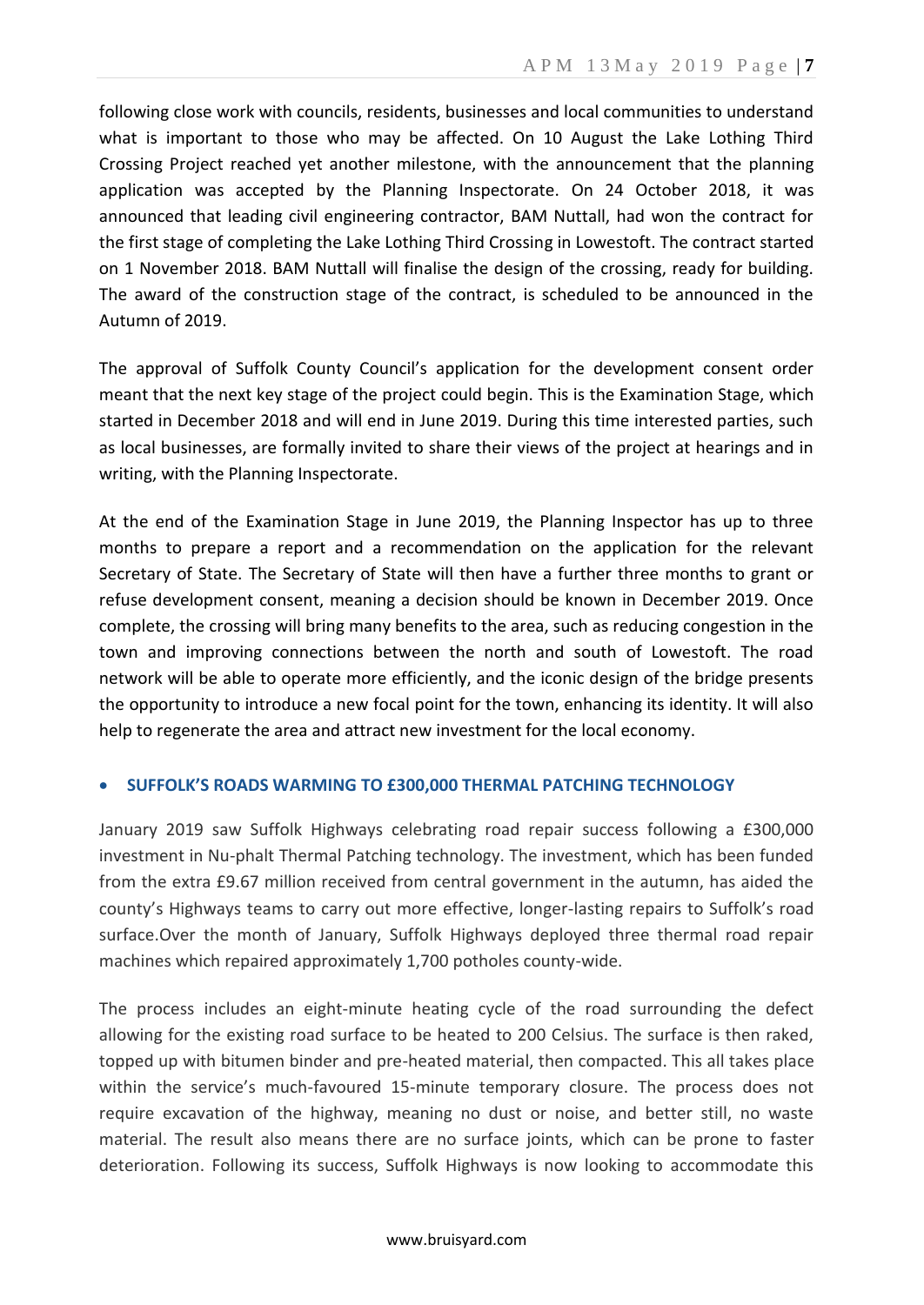following close work with councils, residents, businesses and local communities to understand what is important to those who may be affected. On 10 August the Lake Lothing Third Crossing Project reached yet another milestone, with the announcement that the planning application was accepted by the Planning Inspectorate. On 24 October 2018, it was announced that leading civil engineering contractor, BAM Nuttall, had won the contract for the first stage of completing the Lake Lothing Third Crossing in Lowestoft. The contract started on 1 November 2018. BAM Nuttall will finalise the design of the crossing, ready for building. The award of the construction stage of the contract, is scheduled to be announced in the Autumn of 2019.

The approval of Suffolk County Council's application for the development consent order meant that the next key stage of the project could begin. This is the Examination Stage, which started in December 2018 and will end in June 2019. During this time interested parties, such as local businesses, are formally invited to share their views of the project at hearings and in writing, with the Planning Inspectorate.

At the end of the Examination Stage in June 2019, the Planning Inspector has up to three months to prepare a report and a recommendation on the application for the relevant Secretary of State. The Secretary of State will then have a further three months to grant or refuse development consent, meaning a decision should be known in December 2019. Once complete, the crossing will bring many benefits to the area, such as reducing congestion in the town and improving connections between the north and south of Lowestoft. The road network will be able to operate more efficiently, and the iconic design of the bridge presents the opportunity to introduce a new focal point for the town, enhancing its identity. It will also help to regenerate the area and attract new investment for the local economy.

- **SUFFOLK'S ROADS WARMING TO £300,000 THERMAL PATCHING TECHNOLOGY**

January 2019 saw Suffolk Highways celebrating road repair success following a £300,000 investment in Nu-phalt Thermal Patching technology. The investment, which has been funded from the extra £9.67 million received from central government in the autumn, has aided the county's Highways teams to carry out more effective, longer-lasting repairs to Suffolk's road surface.Over the month of January, Suffolk Highways deployed three thermal road repair machines which repaired approximately 1,700 potholes county-wide.

The process includes an eight-minute heating cycle of the road surrounding the defect allowing for the existing road surface to be heated to 200 Celsius. The surface is then raked, topped up with bitumen binder and pre-heated material, then compacted. This all takes place within the service's much-favoured 15-minute temporary closure. The process does not require excavation of the highway, meaning no dust or noise, and better still, no waste material. The result also means there are no surface joints, which can be prone to faster deterioration. Following its success, Suffolk Highways is now looking to accommodate this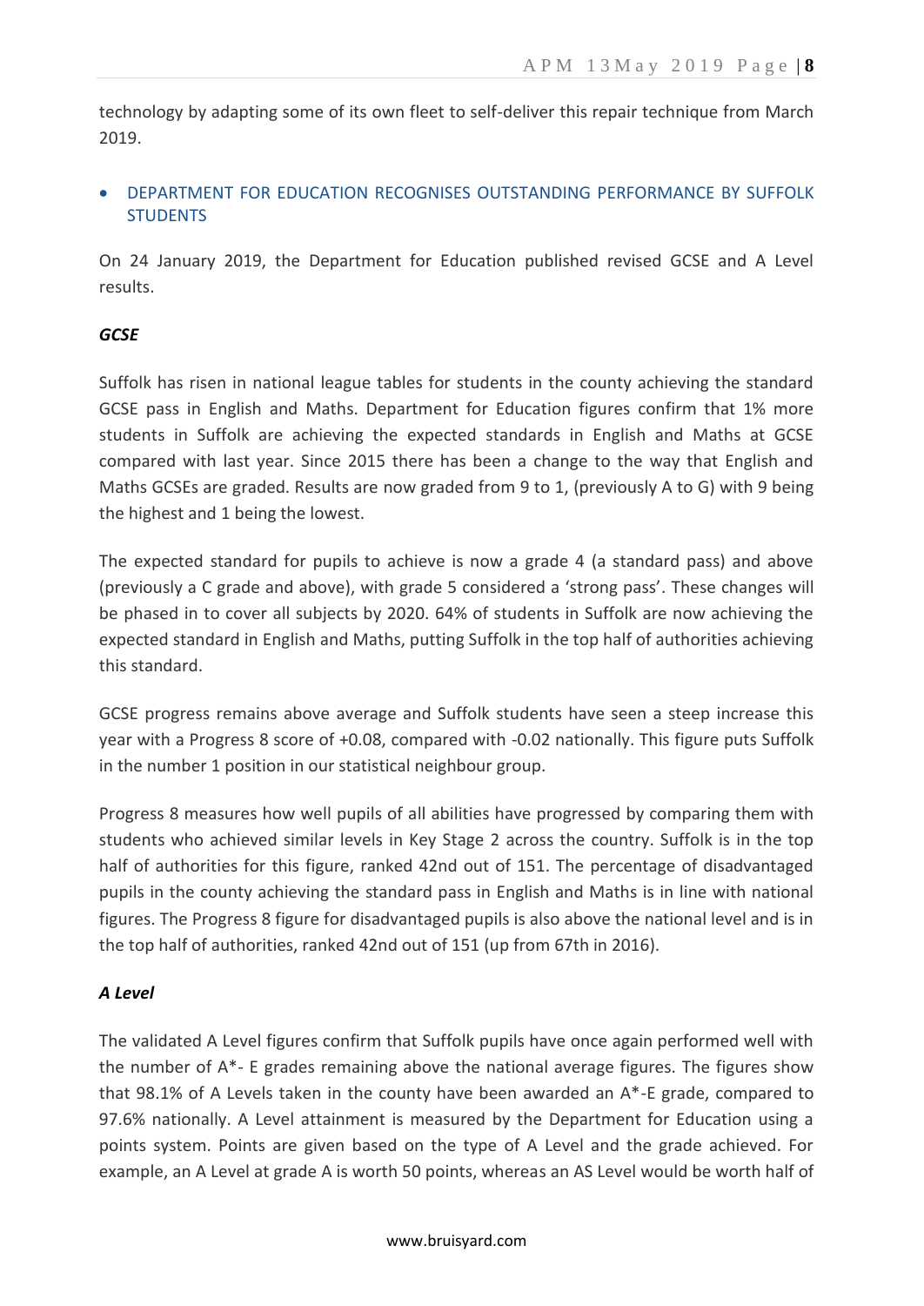technology by adapting some of its own fleet to self-deliver this repair technique from March 2019.

- DEPARTMENT FOR EDUCATION RECOGNISES OUTSTANDING PERFORMANCE BY SUFFOLK STUDENTS

On 24 January 2019, the Department for Education published revised GCSE and A Level results.

***GCSE***

Suffolk has risen in national league tables for students in the county achieving the standard GCSE pass in English and Maths. Department for Education figures confirm that 1% more students in Suffolk are achieving the expected standards in English and Maths at GCSE compared with last year. Since 2015 there has been a change to the way that English and Maths GCSEs are graded. Results are now graded from 9 to 1, (previously A to G) with 9 being the highest and 1 being the lowest.

The expected standard for pupils to achieve is now a grade 4 (a standard pass) and above (previously a C grade and above), with grade 5 considered a 'strong pass'. These changes will be phased in to cover all subjects by 2020. 64% of students in Suffolk are now achieving the expected standard in English and Maths, putting Suffolk in the top half of authorities achieving this standard.

GCSE progress remains above average and Suffolk students have seen a steep increase this year with a Progress 8 score of +0.08, compared with -0.02 nationally. This figure puts Suffolk in the number 1 position in our statistical neighbour group.

Progress 8 measures how well pupils of all abilities have progressed by comparing them with students who achieved similar levels in Key Stage 2 across the country. Suffolk is in the top half of authorities for this figure, ranked 42nd out of 151. The percentage of disadvantaged pupils in the county achieving the standard pass in English and Maths is in line with national figures. The Progress 8 figure for disadvantaged pupils is also above the national level and is in the top half of authorities, ranked 42nd out of 151 (up from 67th in 2016).

***A Level***

The validated A Level figures confirm that Suffolk pupils have once again performed well with the number of A*- E grades remaining above the national average figures. The figures show that 98.1% of A Levels taken in the county have been awarded an A*-E grade, compared to 97.6% nationally. A Level attainment is measured by the Department for Education using a points system. Points are given based on the type of A Level and the grade achieved. For example, an A Level at grade A is worth 50 points, whereas an AS Level would be worth half of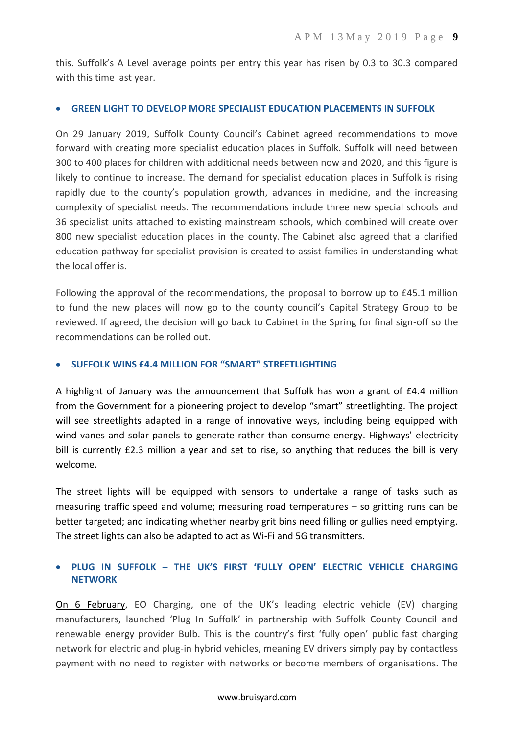this. Suffolk's A Level average points per entry this year has risen by 0.3 to 30.3 compared with this time last year.

- **GREEN LIGHT TO DEVELOP MORE SPECIALIST EDUCATION PLACEMENTS IN SUFFOLK**

On 29 January 2019, Suffolk County Council's Cabinet agreed recommendations to move forward with creating more specialist education places in Suffolk. Suffolk will need between 300 to 400 places for children with additional needs between now and 2020, and this figure is likely to continue to increase. The demand for specialist education places in Suffolk is rising rapidly due to the county's population growth, advances in medicine, and the increasing complexity of specialist needs. The recommendations include three new special schools and 36 specialist units attached to existing mainstream schools, which combined will create over 800 new specialist education places in the county. The Cabinet also agreed that a clarified education pathway for specialist provision is created to assist families in understanding what the local offer is.

Following the approval of the recommendations, the proposal to borrow up to £45.1 million to fund the new places will now go to the county council's Capital Strategy Group to be reviewed. If agreed, the decision will go back to Cabinet in the Spring for final sign-off so the recommendations can be rolled out.

- **SUFFOLK WINS £4.4 MILLION FOR "SMART" STREETLIGHTING**

A highlight of January was the announcement that Suffolk has won a grant of £4.4 million from the Government for a pioneering project to develop "smart" streetlighting. The project will see streetlights adapted in a range of innovative ways, including being equipped with wind vanes and solar panels to generate rather than consume energy. Highways' electricity bill is currently £2.3 million a year and set to rise, so anything that reduces the bill is very welcome.

The street lights will be equipped with sensors to undertake a range of tasks such as measuring traffic speed and volume; measuring road temperatures – so gritting runs can be better targeted; and indicating whether nearby grit bins need filling or gullies need emptying. The street lights can also be adapted to act as Wi-Fi and 5G transmitters.

- **PLUG IN SUFFOLK – THE UK'S FIRST 'FULLY OPEN' ELECTRIC VEHICLE CHARGING NETWORK**

On 6 February, EO Charging, one of the UK's leading electric vehicle (EV) charging manufacturers, launched 'Plug In Suffolk' in partnership with Suffolk County Council and renewable energy provider Bulb. This is the country's first 'fully open' public fast charging network for electric and plug-in hybrid vehicles, meaning EV drivers simply pay by contactless payment with no need to register with networks or become members of organisations. The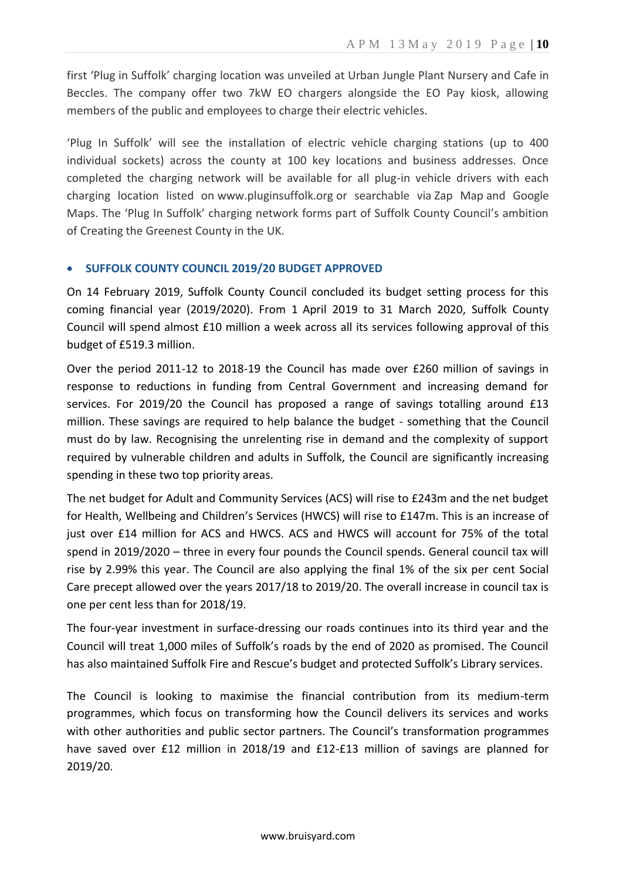first 'Plug in Suffolk' charging location was unveiled at Urban Jungle Plant Nursery and Cafe in Beccles. The company offer two 7kW EO chargers alongside the EO Pay kiosk, allowing members of the public and employees to charge their electric vehicles.

'Plug In Suffolk' will see the installation of electric vehicle charging stations (up to 400 individual sockets) across the county at 100 key locations and business addresses. Once completed the charging network will be available for all plug-in vehicle drivers with each charging location listed on www.pluginsuffolk.org or searchable via Zap Map and Google Maps. The 'Plug In Suffolk' charging network forms part of Suffolk County Council's ambition of Creating the Greenest County in the UK.

- **SUFFOLK COUNTY COUNCIL 2019/20 BUDGET APPROVED**

On 14 February 2019, Suffolk County Council concluded its budget setting process for this coming financial year (2019/2020). From 1 April 2019 to 31 March 2020, Suffolk County Council will spend almost £10 million a week across all its services following approval of this budget of £519.3 million.

Over the period 2011-12 to 2018-19 the Council has made over £260 million of savings in response to reductions in funding from Central Government and increasing demand for services. For 2019/20 the Council has proposed a range of savings totalling around £13 million. These savings are required to help balance the budget - something that the Council must do by law. Recognising the unrelenting rise in demand and the complexity of support required by vulnerable children and adults in Suffolk, the Council are significantly increasing spending in these two top priority areas.

The net budget for Adult and Community Services (ACS) will rise to £243m and the net budget for Health, Wellbeing and Children's Services (HWCS) will rise to £147m. This is an increase of just over £14 million for ACS and HWCS. ACS and HWCS will account for 75% of the total spend in 2019/2020 – three in every four pounds the Council spends. General council tax will rise by 2.99% this year. The Council are also applying the final 1% of the six per cent Social Care precept allowed over the years 2017/18 to 2019/20. The overall increase in council tax is one per cent less than for 2018/19.

The four-year investment in surface-dressing our roads continues into its third year and the Council will treat 1,000 miles of Suffolk's roads by the end of 2020 as promised. The Council has also maintained Suffolk Fire and Rescue's budget and protected Suffolk's Library services.

The Council is looking to maximise the financial contribution from its medium-term programmes, which focus on transforming how the Council delivers its services and works with other authorities and public sector partners. The Council's transformation programmes have saved over £12 million in 2018/19 and £12-£13 million of savings are planned for 2019/20.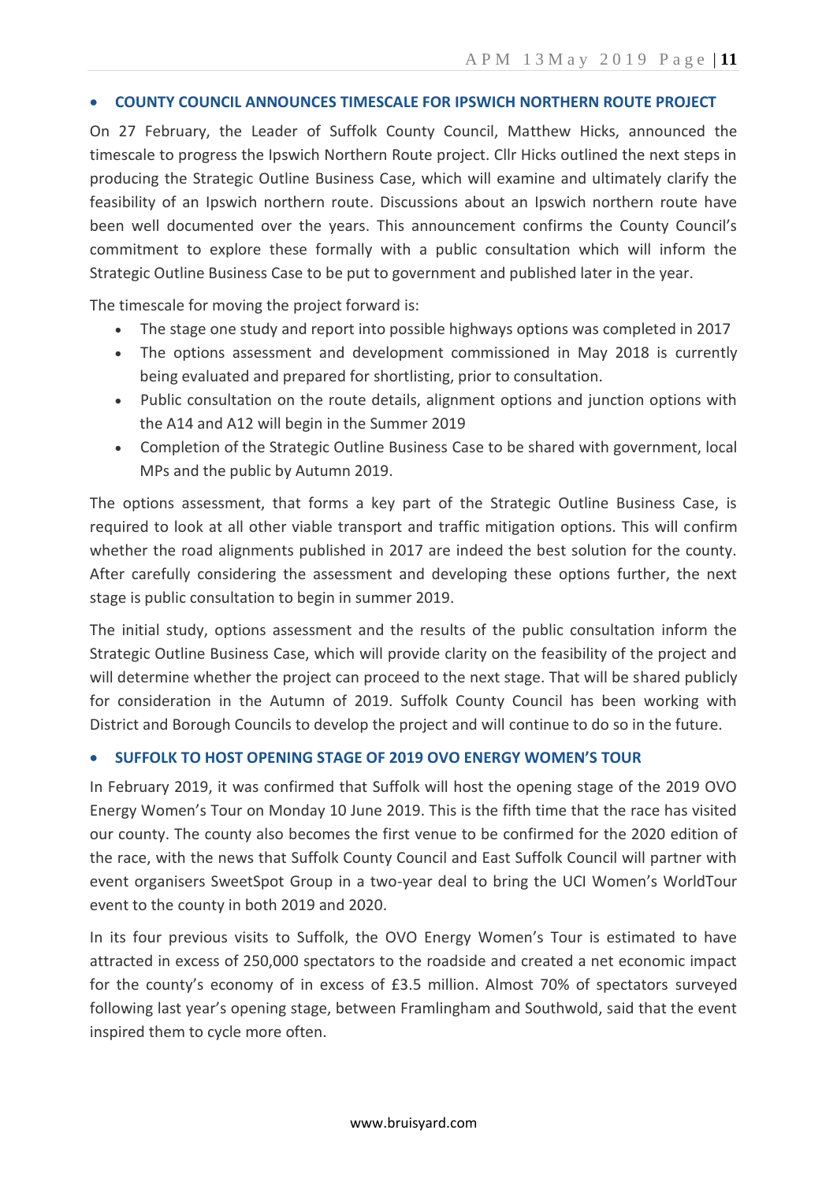- **COUNTY COUNCIL ANNOUNCES TIMESCALE FOR IPSWICH NORTHERN ROUTE PROJECT**

On 27 February, the Leader of Suffolk County Council, Matthew Hicks, announced the timescale to progress the Ipswich Northern Route project. Cllr Hicks outlined the next steps in producing the Strategic Outline Business Case, which will examine and ultimately clarify the feasibility of an Ipswich northern route. Discussions about an Ipswich northern route have been well documented over the years. This announcement confirms the County Council's commitment to explore these formally with a public consultation which will inform the Strategic Outline Business Case to be put to government and published later in the year.

The timescale for moving the project forward is:

- The stage one study and report into possible highways options was completed in 2017
- The options assessment and development commissioned in May 2018 is currently being evaluated and prepared for shortlisting, prior to consultation.
- Public consultation on the route details, alignment options and junction options with the A14 and A12 will begin in the Summer 2019
- Completion of the Strategic Outline Business Case to be shared with government, local MPs and the public by Autumn 2019.

The options assessment, that forms a key part of the Strategic Outline Business Case, is required to look at all other viable transport and traffic mitigation options. This will confirm whether the road alignments published in 2017 are indeed the best solution for the county. After carefully considering the assessment and developing these options further, the next stage is public consultation to begin in summer 2019.

The initial study, options assessment and the results of the public consultation inform the Strategic Outline Business Case, which will provide clarity on the feasibility of the project and will determine whether the project can proceed to the next stage. That will be shared publicly for consideration in the Autumn of 2019. Suffolk County Council has been working with District and Borough Councils to develop the project and will continue to do so in the future.

- **SUFFOLK TO HOST OPENING STAGE OF 2019 OVO ENERGY WOMEN'S TOUR**

In February 2019, it was confirmed that Suffolk will host the opening stage of the 2019 OVO Energy Women's Tour on Monday 10 June 2019. This is the fifth time that the race has visited our county. The county also becomes the first venue to be confirmed for the 2020 edition of the race, with the news that Suffolk County Council and East Suffolk Council will partner with event organisers SweetSpot Group in a two-year deal to bring the UCI Women's WorldTour event to the county in both 2019 and 2020.

In its four previous visits to Suffolk, the OVO Energy Women's Tour is estimated to have attracted in excess of 250,000 spectators to the roadside and created a net economic impact for the county's economy of in excess of £3.5 million. Almost 70% of spectators surveyed following last year's opening stage, between Framlingham and Southwold, said that the event inspired them to cycle more often.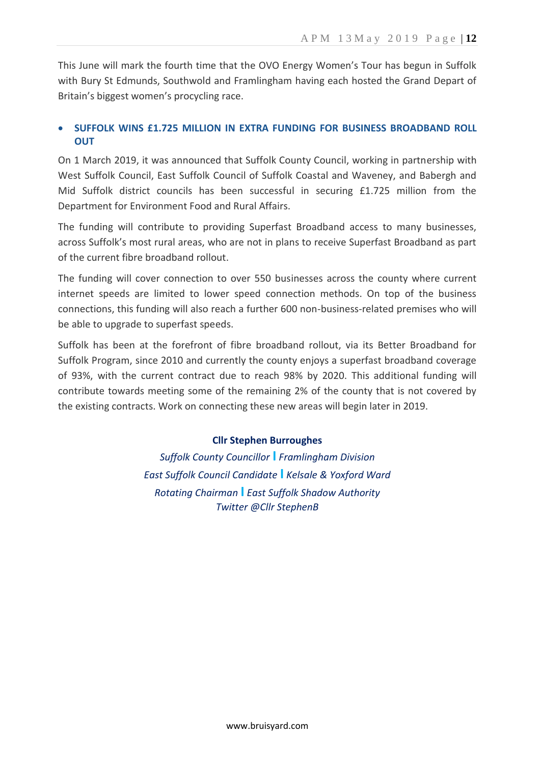This June will mark the fourth time that the OVO Energy Women's Tour has begun in Suffolk with Bury St Edmunds, Southwold and Framlingham having each hosted the Grand Depart of Britain's biggest women's procycling race.

- **SUFFOLK WINS £1.725 MILLION IN EXTRA FUNDING FOR BUSINESS BROADBAND ROLL OUT**

On 1 March 2019, it was announced that Suffolk County Council, working in partnership with West Suffolk Council, East Suffolk Council of Suffolk Coastal and Waveney, and Babergh and Mid Suffolk district councils has been successful in securing £1.725 million from the Department for Environment Food and Rural Affairs.

The funding will contribute to providing Superfast Broadband access to many businesses, across Suffolk's most rural areas, who are not in plans to receive Superfast Broadband as part of the current fibre broadband rollout.

The funding will cover connection to over 550 businesses across the county where current internet speeds are limited to lower speed connection methods. On top of the business connections, this funding will also reach a further 600 non-business-related premises who will be able to upgrade to superfast speeds.

Suffolk has been at the forefront of fibre broadband rollout, via its Better Broadband for Suffolk Program, since 2010 and currently the county enjoys a superfast broadband coverage of 93%, with the current contract due to reach 98% by 2020. This additional funding will contribute towards meeting some of the remaining 2% of the county that is not covered by the existing contracts. Work on connecting these new areas will begin later in 2019.

**Cllr Stephen Burroughes**
*Suffolk County Councillor | Framlingham Division*
*East Suffolk Council Candidate | Kelsale & Yoxford Ward*
*Rotating Chairman | East Suffolk Shadow Authority*
*Twitter @Cllr StephenB*